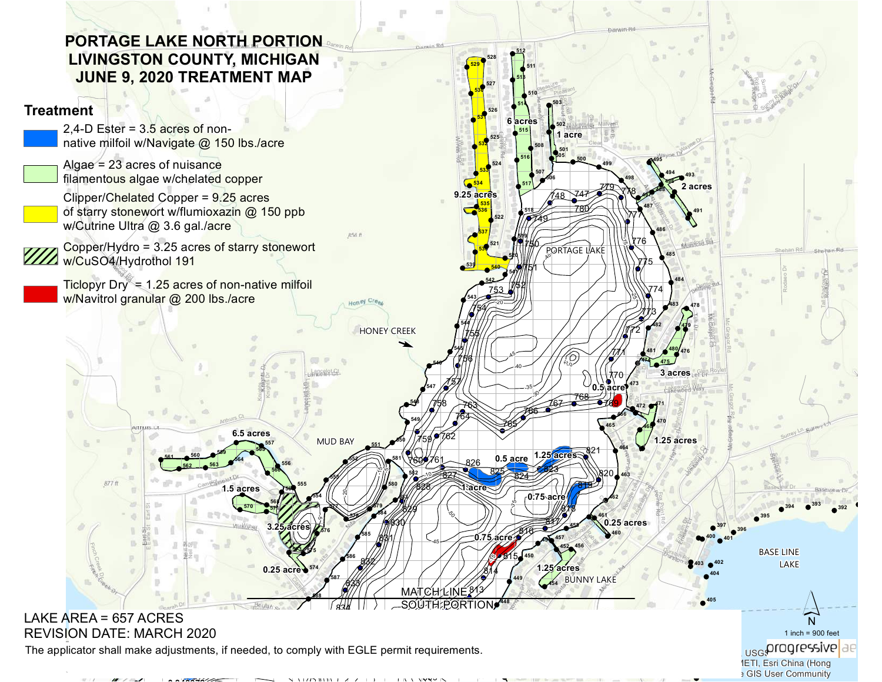# PORTAGE LAKE NORTH PORTION
# LIVINGSTON COUNTY, MICHIGAN
# JUNE 9, 2020 TREATMENT MAP

## Treatment

- 2,4-D Ester = 3.5 acres of non-native milfoil w/Navigate @ 150 lbs./acre
- Algae = 23 acres of nuisance filamentous algae w/chelated copper
- Clipper/Chelated Copper = 9.25 acres of starry stonewort w/flumioxazin @ 150 ppb w/Cutrine Ultra @ 3.6 gal./acre
- Copper/Hydro = 3.25 acres of starry stonewort w/CuSO4/Hydrothol 191
- Ticlopyr Dry = 1.25 acres of non-native milfoil w/Navitrol granular @ 200 lbs./acre

PORTAGE LAKE

HONEY CREEK

MUD BAY

BUNNY LAKE

BASE LINE LAKE

MATCH LINE SOUTH PORTION

LAKE AREA = 657 ACRES
REVISION DATE: MARCH 2020

The applicator shall make adjustments, if needed, to comply with EGLE permit requirements.

1 inch = 900 feet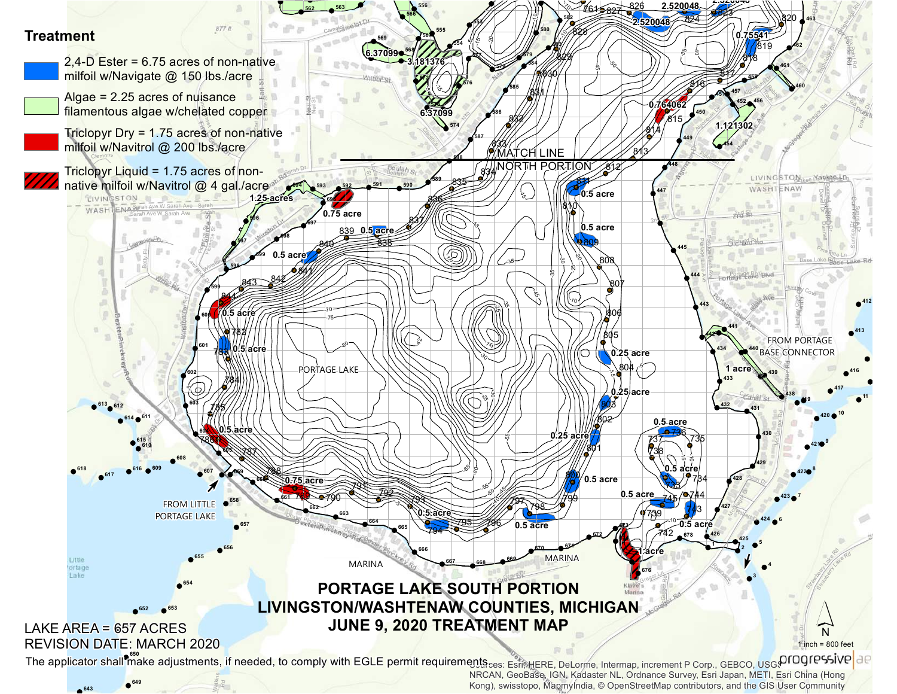## Treatment

- 2,4-D Ester = 6.75 acres of non-native milfoil w/Navigate @ 150 lbs./acre
- Algae = 2.25 acres of nuisance filamentous algae w/chelated copper
- Triclopyr Dry = 1.75 acres of non-native milfoil w/Navitrol @ 200 lbs./acre
- Triclopyr Liquid = 1.75 acres of non-native milfoil w/Navitrol @ 4 gal./acre

MATCH LINE
NORTH PORTION

PORTAGE LAKE

FROM LITTLE PORTAGE LAKE

FROM PORTAGE BASE CONNECTOR

MARINA

MARINA

# PORTAGE LAKE SOUTH PORTION
# LIVINGSTON/WASHTENAW COUNTIES, MICHIGAN
# JUNE 9, 2020 TREATMENT MAP

LAKE AREA = 657 ACRES
REVISION DATE: MARCH 2020

The applicator shall make adjustments, if needed, to comply with EGLE permit requirements.

1 inch = 800 feet

Sources: Esri, HERE, DeLorme, Intermap, increment P Corp., GEBCO, USGS, NRCAN, GeoBase, IGN, Kadaster NL, Ordnance Survey, Esri Japan, METI, Esri China (Hong Kong), swisstopo, MapmyIndia, © OpenStreetMap contributors, and the GIS User Community

progressive ae